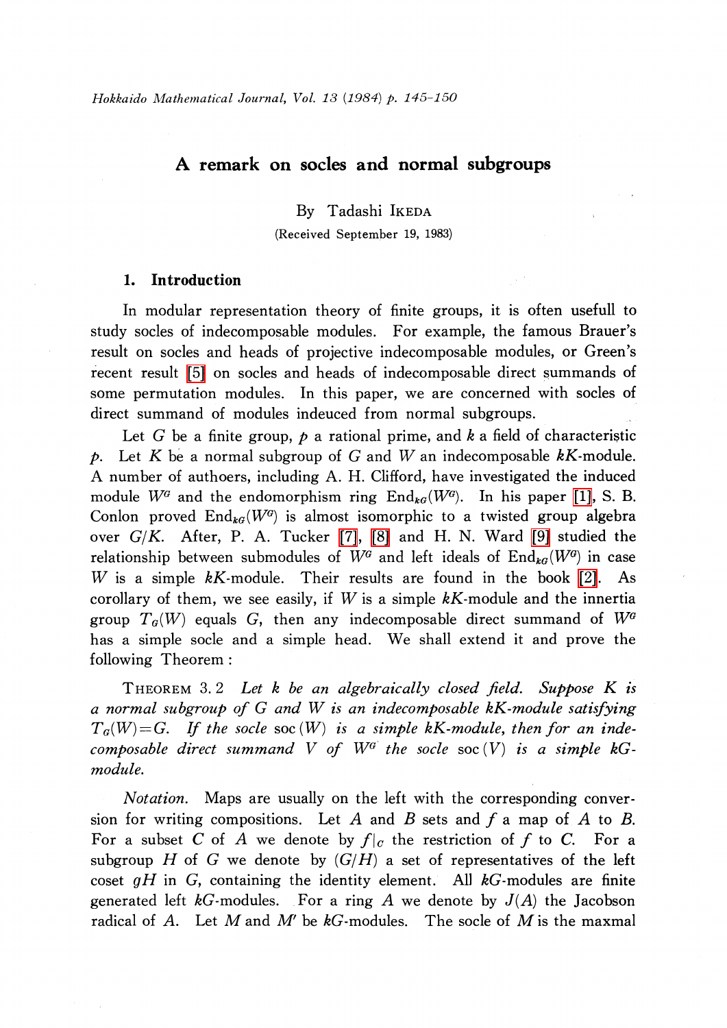# A remark on socles and normal subgroups

By Tadashi IKEDA

(Received September 19, 1983)

## 1. Introduction

In modular representation theory of finite groups, it is often usefull to study socles of indecomposable modules. For example, the famous Brauer's result on socles and heads of projective indecomposable modules, or Green's recent result [5] on socles and heads of indecomposable direct summands of some permutation modules. In this paper, we are concerned with socles of direct summand of modules indeuced from normal subgroups.

Let $G$ be a finite group, $p$ a rational prime, and $k$ a field of characteristic $p$. Let $K$ be a normal subgroup of $G$ and $W$ an indecomposable $kK$-module. A number of authoers, including A. H. Clifford, have investigated the induced module $W^G$ and the endomorphism ring $\mathrm{End}_{kG}(W^G)$. In his paper [1], S. B. Conlon proved $\mathrm{End}_{kG}(W^G)$ is almost isomorphic to a twisted group algebra over $G/K$. After, P. A. Tucker [7], [8] and H. N. Ward [9] studied the relationship between submodules of $W^G$ and left ideals of $\mathrm{End}_{kG}(W^G)$ in case $W$ is a simple $kK$-module. Their results are found in the book [2]. As corollary of them, we see easily, if $W$ is a simple $kK$-module and the innertia group $T_G(W)$ equals $G$, then any indecomposable direct summand of $W^G$ has a simple socle and a simple head. We shall extend it and prove the following Theorem:

THEOREM 3.2 *Let $k$ be an algebraically closed field. Suppose $K$ is a normal subgroup of $G$ and $W$ is an indecomposable $kK$-module satisfying $T_G(W)=G$. If the socle* $\mathrm{soc}(W)$ *is a simple $kK$-module, then for an indecomposable direct summand $V$ of $W^G$ the socle* $\mathrm{soc}(V)$ *is a simple $kG$-module.*

*Notation.* Maps are usually on the left with the corresponding conversion for writing compositions. Let $A$ and $B$ sets and $f$ a map of $A$ to $B$. For a subset $C$ of $A$ we denote by $f|_C$ the restriction of $f$ to $C$. For a subgroup $H$ of $G$ we denote by $(G/H)$ a set of representatives of the left coset $gH$ in $G$, containing the identity element. All $kG$-modules are finite generated left $kG$-modules. For a ring $A$ we denote by $J(A)$ the Jacobson radical of $A$. Let $M$ and $M'$ be $kG$-modules. The socle of $M$ is the maxmal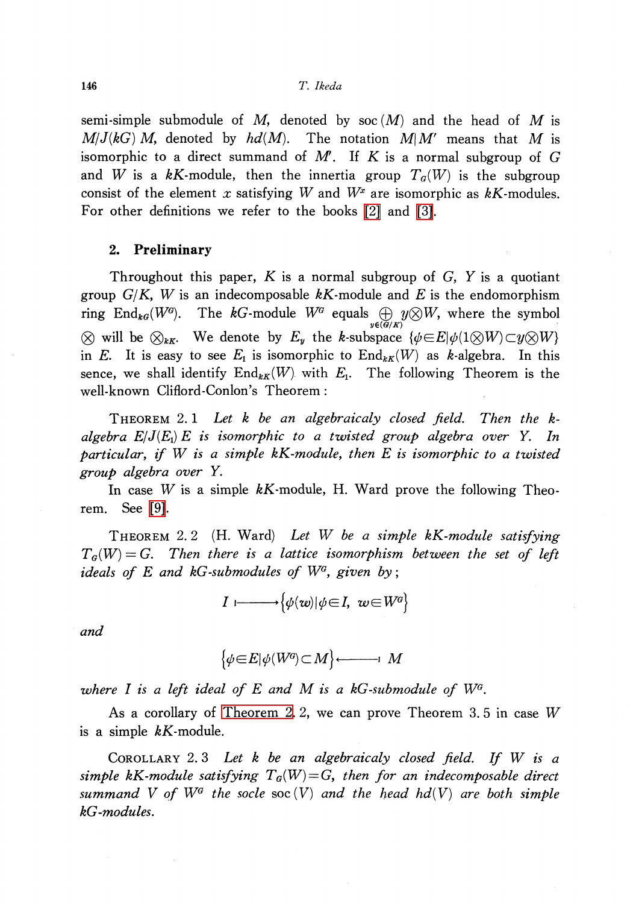semi-simple submodule of $M$, denoted by $\mathrm{soc}(M)$ and the head of $M$ is $M/J(kG)M$, denoted by $hd(M)$. The notation $M|M'$ means that $M$ is isomorphic to a direct summand of $M'$. If $K$ is a normal subgroup of $G$ and $W$ is a $kK$-module, then the innertia group $T_G(W)$ is the subgroup consist of the element $x$ satisfying $W$ and $W^x$ are isomorphic as $kK$-modules. For other definitions we refer to the books [2] and [3].

## 2. Preliminary

Throughout this paper, $K$ is a normal subgroup of $G$, $Y$ is a quotiant group $G/K$, $W$ is an indecomposable $kK$-module and $E$ is the endomorphism ring $\mathrm{End}_{kG}(W^G)$. The $kG$-module $W^G$ equals $\bigoplus_{y\in(G/K)} y\otimes W$, where the symbol $\otimes$ will be $\otimes_{kK}$. We denote by $E_y$ the $k$-subspace $\{\phi\in E|\phi(1\otimes W)\subset y\otimes W\}$ in $E$. It is easy to see $E_1$ is isomorphic to $\mathrm{End}_{kK}(W)$ as $k$-algebra. In this sence, we shall identify $\mathrm{End}_{kK}(W)$ with $E_1$. The following Theorem is the well-known Cliford-Conlon's Theorem:

THEOREM 2.1 *Let $k$ be an algebraicaly closed field. Then the $k$-algebra $E/J(E_1)E$ is isomorphic to a twisted group algebra over $Y$. In particular, if $W$ is a simple $kK$-module, then $E$ is isomorphic to a twisted group algebra over $Y$.*

In case $W$ is a simple $kK$-module, H. Ward prove the following Theorem. See [9].

THEOREM 2.2 (H. Ward) *Let $W$ be a simple $kK$-module satisfying $T_G(W)=G$. Then there is a lattice isomorphism between the set of left ideals of $E$ and $kG$-submodules of $W^G$, given by;*

$$I \longmapsto \{\phi(w)|\phi\in I,\ w\in W^G\}$$

*and*

$$\{\phi\in E|\phi(W^G)\subset M\} \longleftarrow M$$

*where $I$ is a left ideal of $E$ and $M$ is a $kG$-submodule of $W^G$.*

As a corollary of Theorem 2.2, we can prove Theorem 3.5 in case $W$ is a simple $kK$-module.

COROLLARY 2.3 *Let $k$ be an algebraicaly closed field. If $W$ is a simple $kK$-module satisfying $T_G(W)=G$, then for an indecomposable direct summand $V$ of $W^G$ the socle $\mathrm{soc}(V)$ and the head $hd(V)$ are both simple $kG$-modules.*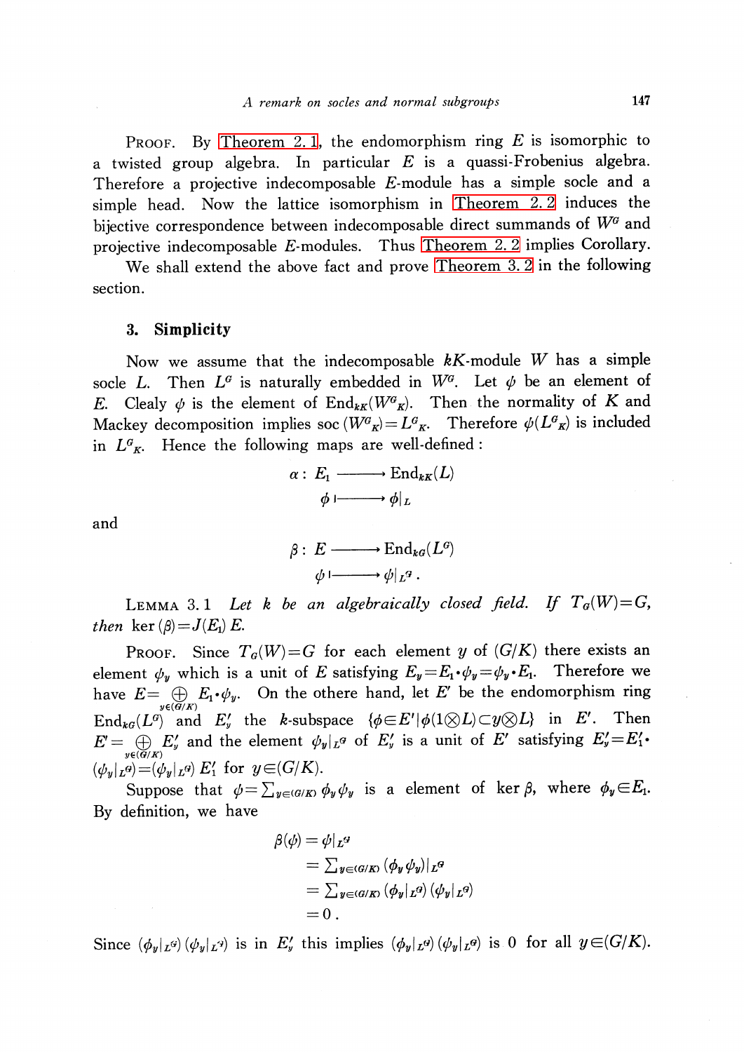PROOF. By Theorem 2.1, the endomorphism ring $E$ is isomorphic to a twisted group algebra. In particular $E$ is a quassi-Frobenius algebra. Therefore a projective indecomposable $E$-module has a simple socle and a simple head. Now the lattice isomorphism in Theorem 2.2 induces the bijective correspondence between indecomposable direct summands of $W^G$ and projective indecomposable $E$-modules. Thus Theorem 2.2 implies Corollary.

We shall extend the above fact and prove Theorem 3.2 in the following section.

## 3. Simplicity

Now we assume that the indecomposable $kK$-module $W$ has a simple socle $L$. Then $L^G$ is naturally embedded in $W^G$. Let $\psi$ be an element of $E$. Clealy $\psi$ is the element of $\mathrm{End}_{kK}(W^G{}_K)$. Then the normality of $K$ and Mackey decomposition implies $\mathrm{soc}\,(W^G{}_K)=L^G{}_K$. Therefore $\psi(L^G{}_K)$ is included in $L^G{}_K$. Hence the following maps are well-defined:

$$\alpha:\ E_1 \longrightarrow \mathrm{End}_{kK}(L)$$
$$\phi \longmapsto \phi|_L$$

and

$$\beta:\ E \longrightarrow \mathrm{End}_{kG}(L^G)$$
$$\psi \longmapsto \psi|_{L^G}.$$

LEMMA 3.1 *Let $k$ be an algebraically closed field. If $T_G(W)=G$, then* $\ker(\beta)=J(E_1)\,E$.

PROOF. Since $T_G(W)=G$ for each element $y$ of $(G/K)$ there exists an element $\psi_y$ which is a unit of $E$ satisfying $E_y=E_1\cdot\psi_y=\psi_y\cdot E_1$. Therefore we have $E=\bigoplus_{y\in(G/K)} E_1\cdot\psi_y$. On the othere hand, let $E'$ be the endomorphism ring $\mathrm{End}_{kG}(L^G)$ and $E'_y$ the $k$-subspace $\{\phi\in E'\,|\,\phi(1\otimes L)\subset y\otimes L\}$ in $E'$. Then $E'=\bigoplus_{y\in(G/K)} E'_y$ and the element $\psi_y|_{L^G}$ of $E'_y$ is a unit of $E'$ satisfying $E'_y=E'_1\cdot(\psi_y|_{L^G})=(\psi_y|_{L^G})\,E'_1$ for $y\in(G/K)$.

Suppose that $\psi=\sum_{y\in(G/K)}\phi_y\psi_y$ is a element of $\ker\beta$, where $\phi_y\in E_1$. By definition, we have

$$\begin{aligned}
\beta(\psi) &= \psi|_{L^G}\\
&= \textstyle\sum_{y\in(G/K)}(\phi_y\psi_y)|_{L^G}\\
&= \textstyle\sum_{y\in(G/K)}(\phi_y|_{L^G})\,(\psi_y|_{L^G})\\
&= 0\,.
\end{aligned}$$

Since $(\phi_y|_{L^G})\,(\psi_y|_{L^G})$ is in $E'_y$ this implies $(\phi_y|_{L^G})\,(\psi_y|_{L^G})$ is 0 for all $y\in(G/K)$.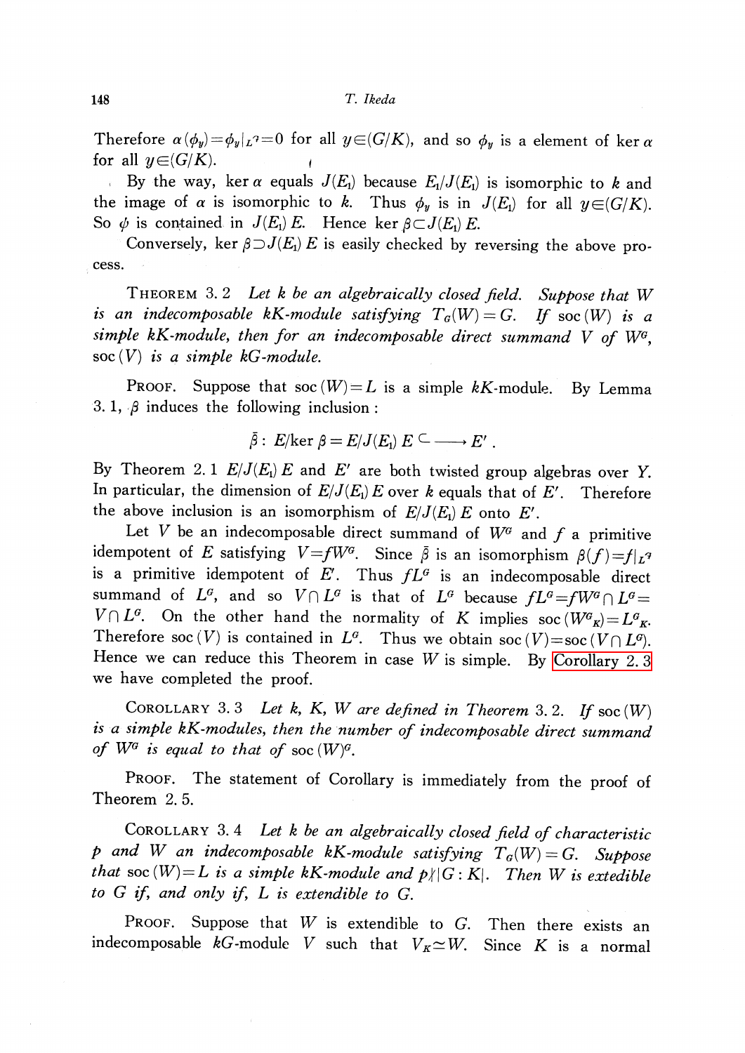Therefore $\alpha(\phi_y)=\phi_y|_{L^q}=0$ for all $y\in(G/K)$, and so $\phi_y$ is a element of $\ker\alpha$ for all $y\in(G/K)$.

By the way, $\ker\alpha$ equals $J(E_1)$ because $E_1/J(E_1)$ is isomorphic to $k$ and the image of $\alpha$ is isomorphic to $k$. Thus $\phi_y$ is in $J(E_1)$ for all $y\in(G/K)$. So $\phi$ is contained in $J(E_1)E$. Hence $\ker\beta\subset J(E_1)E$.

Conversely, $\ker\beta\supset J(E_1)E$ is easily checked by reversing the above process.

THEOREM 3.2 *Let $k$ be an algebraically closed field. Suppose that $W$ is an indecomposable $kK$-module satisfying $T_G(W)=G$. If $\mathrm{soc}(W)$ is a simple $kK$-module, then for an indecomposable direct summand $V$ of $W^G$, $\mathrm{soc}(V)$ is a simple $kG$-module.*

PROOF. Suppose that $\mathrm{soc}(W)=L$ is a simple $kK$-module. By Lemma 3.1, $\beta$ induces the following inclusion:

$$\bar{\beta}:\ E/\ker\beta=E/J(E_1)E \hookrightarrow E'.$$

By Theorem 2.1 $E/J(E_1)E$ and $E'$ are both twisted group algebras over $Y$. In particular, the dimension of $E/J(E_1)E$ over $k$ equals that of $E'$. Therefore the above inclusion is an isomorphism of $E/J(E_1)E$ onto $E'$.

Let $V$ be an indecomposable direct summand of $W^G$ and $f$ a primitive idempotent of $E$ satisfying $V=fW^G$. Since $\bar{\beta}$ is an isomorphism $\beta(f)=f|_{L^q}$ is a primitive idempotent of $E'$. Thus $fL^G$ is an indecomposable direct summand of $L^G$, and so $V\cap L^G$ is that of $L^G$ because $fL^G=fW^G\cap L^G=V\cap L^G$. On the other hand the normality of $K$ implies $\mathrm{soc}(W^G{}_K)=L^G{}_K$. Therefore $\mathrm{soc}(V)$ is contained in $L^G$. Thus we obtain $\mathrm{soc}(V)=\mathrm{soc}(V\cap L^G)$. Hence we can reduce this Theorem in case $W$ is simple. By Corollary 2.3 we have completed the proof.

COROLLARY 3.3 *Let $k$, $K$, $W$ are defined in Theorem 3.2. If $\mathrm{soc}(W)$ is a simple $kK$-modules, then the number of indecomposable direct summand of $W^G$ is equal to that of $\mathrm{soc}(W)^G$.*

PROOF. The statement of Corollary is immediately from the proof of Theorem 2.5.

COROLLARY 3.4 *Let $k$ be an algebraically closed field of characteristic $p$ and $W$ an indecomposable $kK$-module satisfying $T_G(W)=G$. Suppose that $\mathrm{soc}(W)=L$ is a simple $kK$-module and $p\nmid|G:K|$. Then $W$ is extedible to $G$ if, and only if, $L$ is extendible to $G$.*

PROOF. Suppose that $W$ is extendible to $G$. Then there exists an indecomposable $kG$-module $V$ such that $V_K\simeq W$. Since $K$ is a normal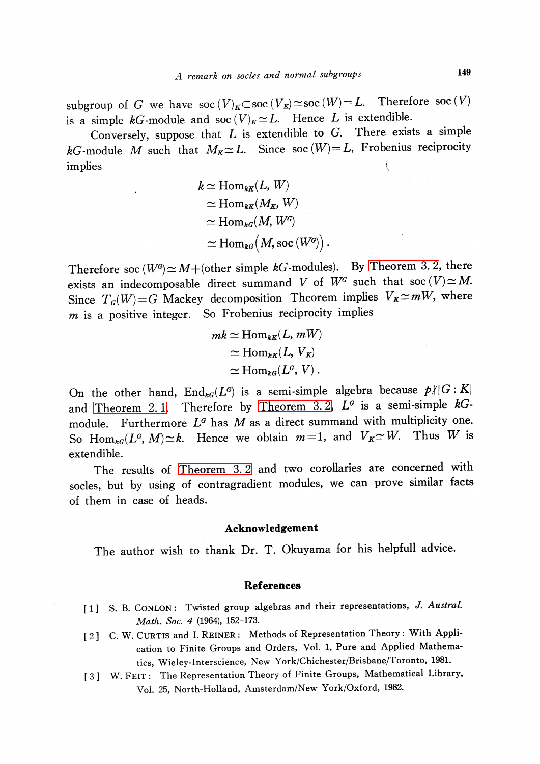subgroup of $G$ we have $\mathrm{soc}(V)_K \subset \mathrm{soc}(V_K) \simeq \mathrm{soc}(W) = L$. Therefore $\mathrm{soc}(V)$ is a simple $kG$-module and $\mathrm{soc}(V)_K \simeq L$. Hence $L$ is extendible.

Conversely, suppose that $L$ is extendible to $G$. There exists a simple $kG$-module $M$ such that $M_K \simeq L$. Since $\mathrm{soc}(W) = L$, Frobenius reciprocity implies

$$
\begin{aligned}
k &\simeq \mathrm{Hom}_{kK}(L, W) \\
&\simeq \mathrm{Hom}_{kK}(M_K, W) \\
&\simeq \mathrm{Hom}_{kG}(M, W^G) \\
&\simeq \mathrm{Hom}_{kG}\left(M, \mathrm{soc}(W^G)\right).
\end{aligned}
$$

Therefore $\mathrm{soc}(W^G) \simeq M +$(other simple $kG$-modules). By Theorem 3.2, there exists an indecomposable direct summand $V$ of $W^G$ such that $\mathrm{soc}(V) \simeq M$. Since $T_G(W) = G$ Mackey decomposition Theorem implies $V_K \simeq mW$, where $m$ is a positive integer. So Frobenius reciprocity implies

$$
\begin{aligned}
mk &\simeq \mathrm{Hom}_{kK}(L, mW) \\
&\simeq \mathrm{Hom}_{kK}(L, V_K) \\
&\simeq \mathrm{Hom}_{kG}(L^G, V).
\end{aligned}
$$

On the other hand, $\mathrm{End}_{kG}(L^G)$ is a semi-simple algebra because $p \nmid |G:K|$ and Theorem 2.1. Therefore by Theorem 3.2, $L^G$ is a semi-simple $kG$-module. Furthermore $L^G$ has $M$ as a direct summand with multiplicity one. So $\mathrm{Hom}_{kG}(L^G, M) \simeq k$. Hence we obtain $m=1$, and $V_K \simeq W$. Thus $W$ is extendible.

The results of Theorem 3.2 and two corollaries are concerned with socles, but by using of contragradient modules, we can prove similar facts of them in case of heads.

## Acknowledgement

The author wish to thank Dr. T. Okuyama for his helpfull advice.

## References

[1] S. B. CONLON: Twisted group algebras and their representations, *J. Austral. Math. Soc.* *4* (1964), 152–173.

[2] C. W. CURTIS and I. REINER: Methods of Representation Theory: With Application to Finite Groups and Orders, Vol. 1, Pure and Applied Mathematics, Wieley-Interscience, New York/Chichester/Brisbane/Toronto, 1981.

[3] W. FEIT: The Representation Theory of Finite Groups, Mathematical Library, Vol. 25, North-Holland, Amsterdam/New York/Oxford, 1982.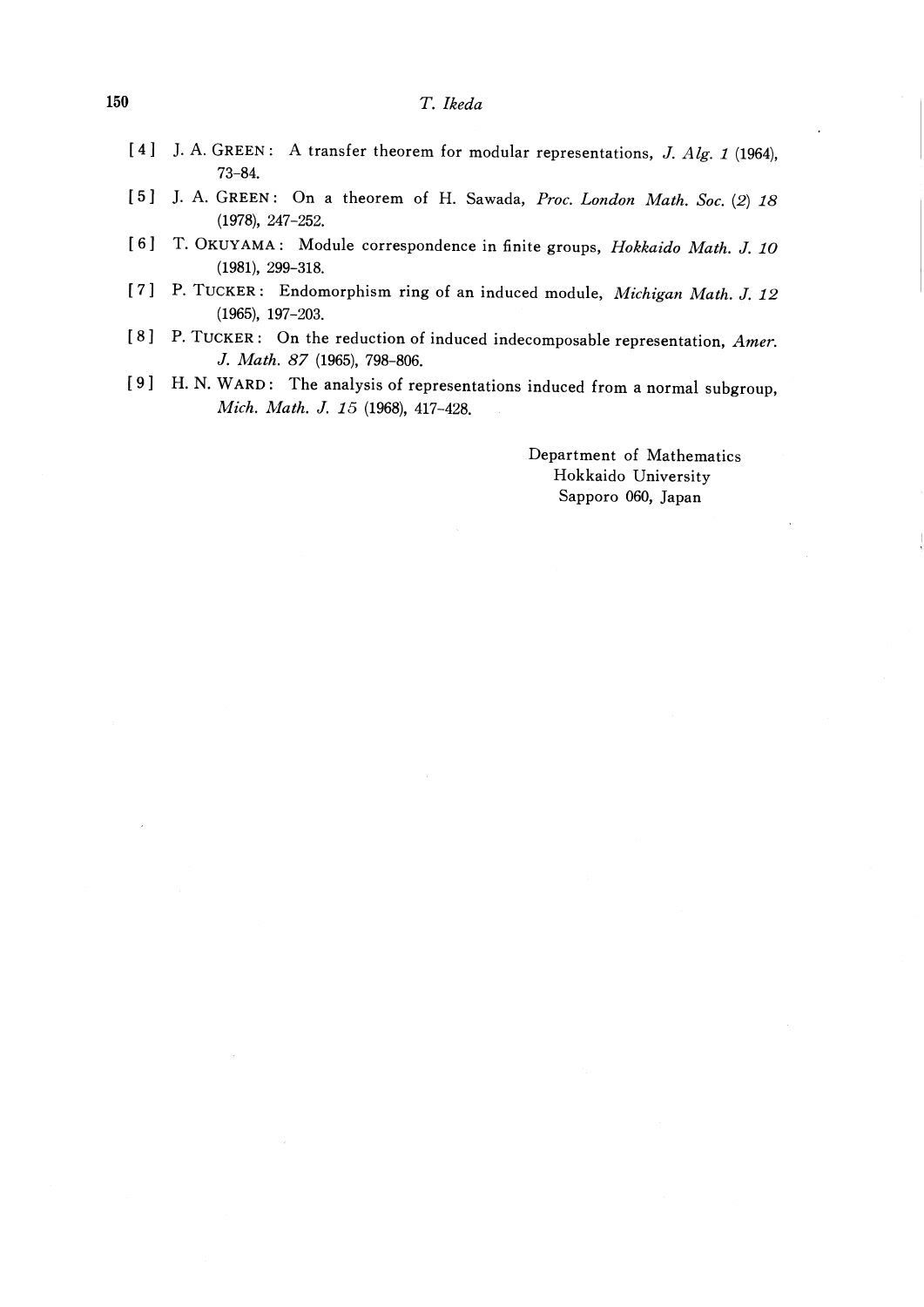[4] J. A. GREEN: A transfer theorem for modular representations, *J. Alg. 1* (1964), 73–84.

[5] J. A. GREEN: On a theorem of H. Sawada, *Proc. London Math. Soc.* (2) *18* (1978), 247–252.

[6] T. OKUYAMA: Module correspondence in finite groups, *Hokkaido Math. J. 10* (1981), 299–318.

[7] P. TUCKER: Endomorphism ring of an induced module, *Michigan Math. J. 12* (1965), 197–203.

[8] P. TUCKER: On the reduction of induced indecomposable representation, *Amer. J. Math. 87* (1965), 798–806.

[9] H. N. WARD: The analysis of representations induced from a normal subgroup, *Mich. Math. J. 15* (1968), 417–428.

Department of Mathematics
Hokkaido University
Sapporo 060, Japan